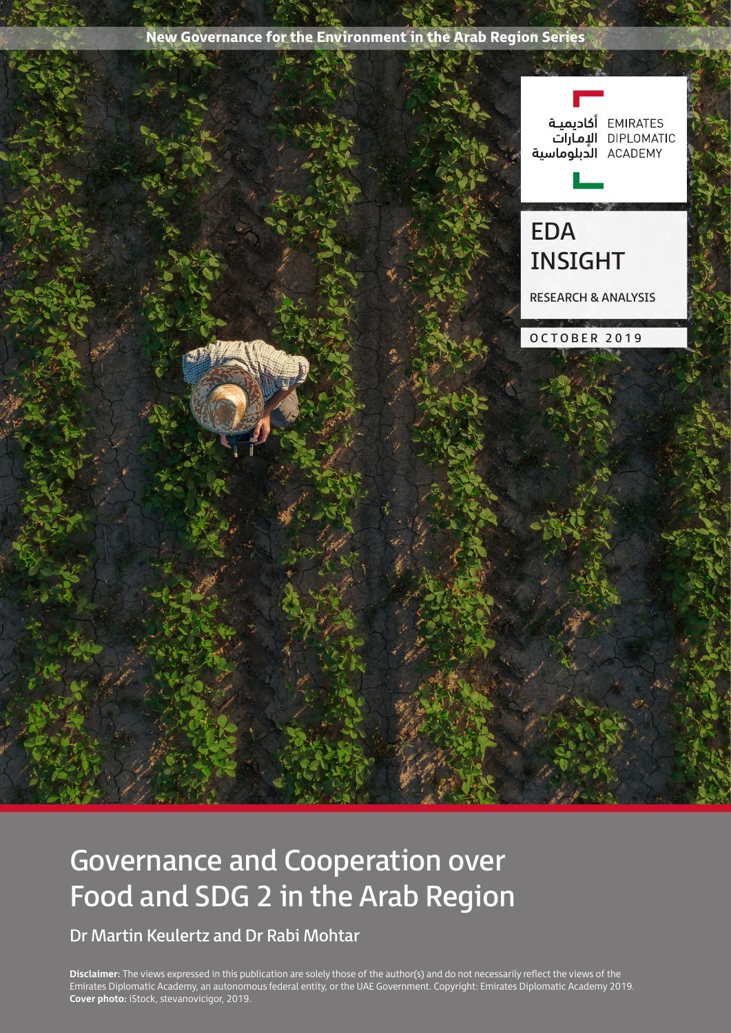New Governance for the Environment in the Arab Region Series

أكاديمية الإمارات الدبلوماسية

EMIRATES DIPLOMATIC ACADEMY

EDA INSIGHT

RESEARCH & ANALYSIS

OCTOBER 2019

# Governance and Cooperation over Food and SDG 2 in the Arab Region

Dr Martin Keulertz and Dr Rabi Mohtar

**Disclaimer:** The views expressed in this publication are solely those of the author(s) and do not necessarily reflect the views of the Emirates Diplomatic Academy, an autonomous federal entity, or the UAE Government. Copyright: Emirates Diplomatic Academy 2019.
**Cover photo:** iStock, stevanovicigor, 2019.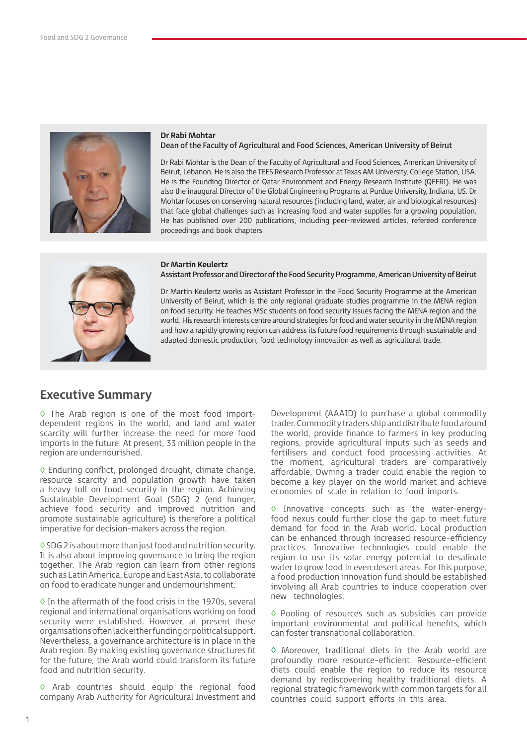**Dr Rabi Mohtar**
**Dean of the Faculty of Agricultural and Food Sciences, American University of Beirut**

Dr Rabi Mohtar is the Dean of the Faculty of Agricultural and Food Sciences, American University of Beirut, Lebanon. He is also the TEES Research Professor at Texas AM University, College Station, USA. He is the Founding Director of Qatar Environment and Energy Research Institute (QEERI). He was also the inaugural Director of the Global Engineering Programs at Purdue University, Indiana, US. Dr Mohtar focuses on conserving natural resources (including land, water, air and biological resources) that face global challenges such as increasing food and water supplies for a growing population. He has published over 200 publications, including peer-reviewed articles, refereed conference proceedings and book chapters

**Dr Martin Keulertz**
**Assistant Professor and Director of the Food Security Programme, American University of Beirut**

Dr Martin Keulertz works as Assistant Professor in the Food Security Programme at the American University of Beirut, which is the only regional graduate studies programme in the MENA region on food security. He teaches MSc students on food security issues facing the MENA region and the world. His research interests centre around strategies for food and water security in the MENA region and how a rapidly growing region can address its future food requirements through sustainable and adapted domestic production, food technology innovation as well as agricultural trade.

## Executive Summary

◊ The Arab region is one of the most food import-dependent regions in the world, and land and water scarcity will further increase the need for more food imports in the future. At present, 33 million people in the region are undernourished.

◊ Enduring conflict, prolonged drought, climate change, resource scarcity and population growth have taken a heavy toll on food security in the region. Achieving Sustainable Development Goal (SDG) 2 (end hunger, achieve food security and improved nutrition and promote sustainable agriculture) is therefore a political imperative for decision-makers across the region.

◊ SDG 2 is about more than just food and nutrition security. It is also about improving governance to bring the region together. The Arab region can learn from other regions such as Latin America, Europe and East Asia, to collaborate on food to eradicate hunger and undernourishment.

◊ In the aftermath of the food crisis in the 1970s, several regional and international organisations working on food security were established. However, at present these organisations often lack either funding or political support. Nevertheless, a governance architecture is in place in the Arab region. By making existing governance structures fit for the future, the Arab world could transform its future food and nutrition security.

◊ Arab countries should equip the regional food company Arab Authority for Agricultural Investment and Development (AAAID) to purchase a global commodity trader. Commodity traders ship and distribute food around the world, provide finance to farmers in key producing regions, provide agricultural inputs such as seeds and fertilisers and conduct food processing activities. At the moment, agricultural traders are comparatively affordable. Owning a trader could enable the region to become a key player on the world market and achieve economies of scale in relation to food imports.

◊ Innovative concepts such as the water-energy-food nexus could further close the gap to meet future demand for food in the Arab world. Local production can be enhanced through increased resource-efficiency practices. Innovative technologies could enable the region to use its solar energy potential to desalinate water to grow food in even desert areas. For this purpose, a food production innovation fund should be established involving all Arab countries to induce cooperation over new technologies.

◊ Pooling of resources such as subsidies can provide important environmental and political benefits, which can foster transnational collaboration.

◊ Moreover, traditional diets in the Arab world are profoundly more resource-efficient. Resource-efficient diets could enable the region to reduce its resource demand by rediscovering healthy traditional diets. A regional strategic framework with common targets for all countries could support efforts in this area.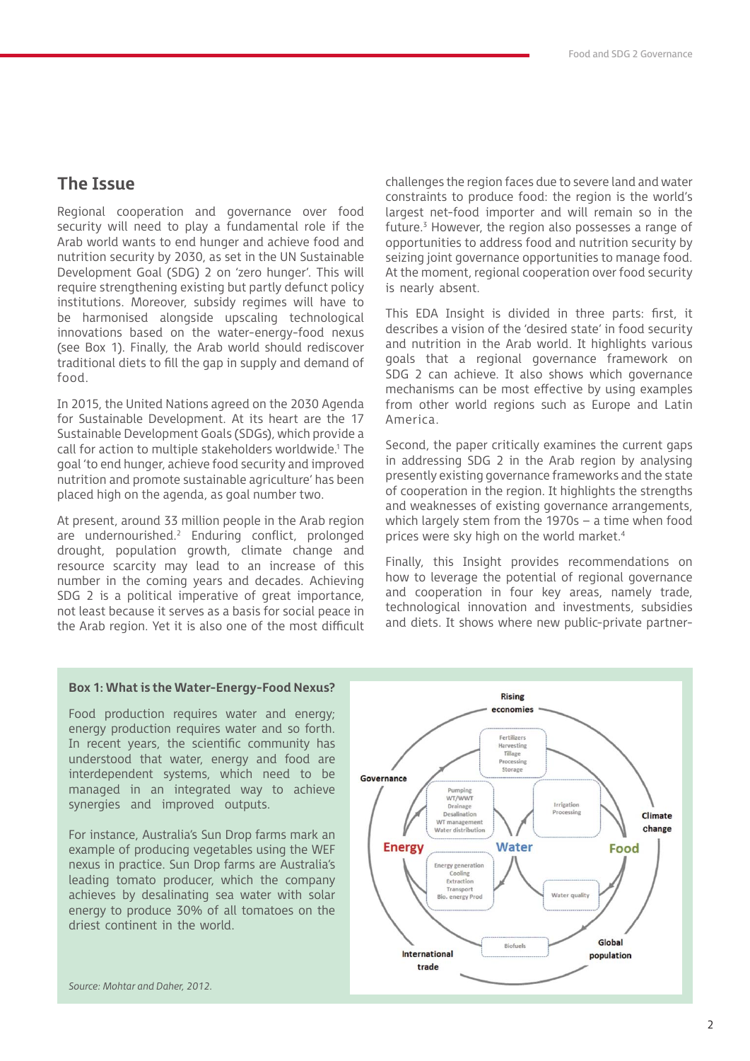## The Issue

Regional cooperation and governance over food security will need to play a fundamental role if the Arab world wants to end hunger and achieve food and nutrition security by 2030, as set in the UN Sustainable Development Goal (SDG) 2 on 'zero hunger'. This will require strengthening existing but partly defunct policy institutions. Moreover, subsidy regimes will have to be harmonised alongside upscaling technological innovations based on the water-energy-food nexus (see Box 1). Finally, the Arab world should rediscover traditional diets to fill the gap in supply and demand of food.

In 2015, the United Nations agreed on the 2030 Agenda for Sustainable Development. At its heart are the 17 Sustainable Development Goals (SDGs), which provide a call for action to multiple stakeholders worldwide.[1] The goal 'to end hunger, achieve food security and improved nutrition and promote sustainable agriculture' has been placed high on the agenda, as goal number two.

At present, around 33 million people in the Arab region are undernourished.[2] Enduring conflict, prolonged drought, population growth, climate change and resource scarcity may lead to an increase of this number in the coming years and decades. Achieving SDG 2 is a political imperative of great importance, not least because it serves as a basis for social peace in the Arab region. Yet it is also one of the most difficult challenges the region faces due to severe land and water constraints to produce food: the region is the world's largest net-food importer and will remain so in the future.[3] However, the region also possesses a range of opportunities to address food and nutrition security by seizing joint governance opportunities to manage food. At the moment, regional cooperation over food security is nearly absent.

This EDA Insight is divided in three parts: first, it describes a vision of the 'desired state' in food security and nutrition in the Arab world. It highlights various goals that a regional governance framework on SDG 2 can achieve. It also shows which governance mechanisms can be most effective by using examples from other world regions such as Europe and Latin America.

Second, the paper critically examines the current gaps in addressing SDG 2 in the Arab region by analysing presently existing governance frameworks and the state of cooperation in the region. It highlights the strengths and weaknesses of existing governance arrangements, which largely stem from the 1970s – a time when food prices were sky high on the world market.[4]

Finally, this Insight provides recommendations on how to leverage the potential of regional governance and cooperation in four key areas, namely trade, technological innovation and investments, subsidies and diets. It shows where new public-private partner-

### Box 1: What is the Water-Energy-Food Nexus?

Food production requires water and energy; energy production requires water and so forth. In recent years, the scientific community has understood that water, energy and food are interdependent systems, which need to be managed in an integrated way to achieve synergies and improved outputs.

For instance, Australia's Sun Drop farms mark an example of producing vegetables using the WEF nexus in practice. Sun Drop farms are Australia's leading tomato producer, which the company achieves by desalinating sea water with solar energy to produce 30% of all tomatoes on the driest continent in the world.

Rising economies

Governance

Climate change

Energy

Water

Food

International trade

Global population

Fertilizers
Harvesting
Tillage
Processing
Storage

Pumping
WT/WWT
Drainage
Desalination
WT management
Water distribution

Irrigation
Processing

Energy generation
Cooling
Extraction
Transport
Bio. energy Prod

Water quality

Biofuels

*Source: Mohtar and Daher, 2012.*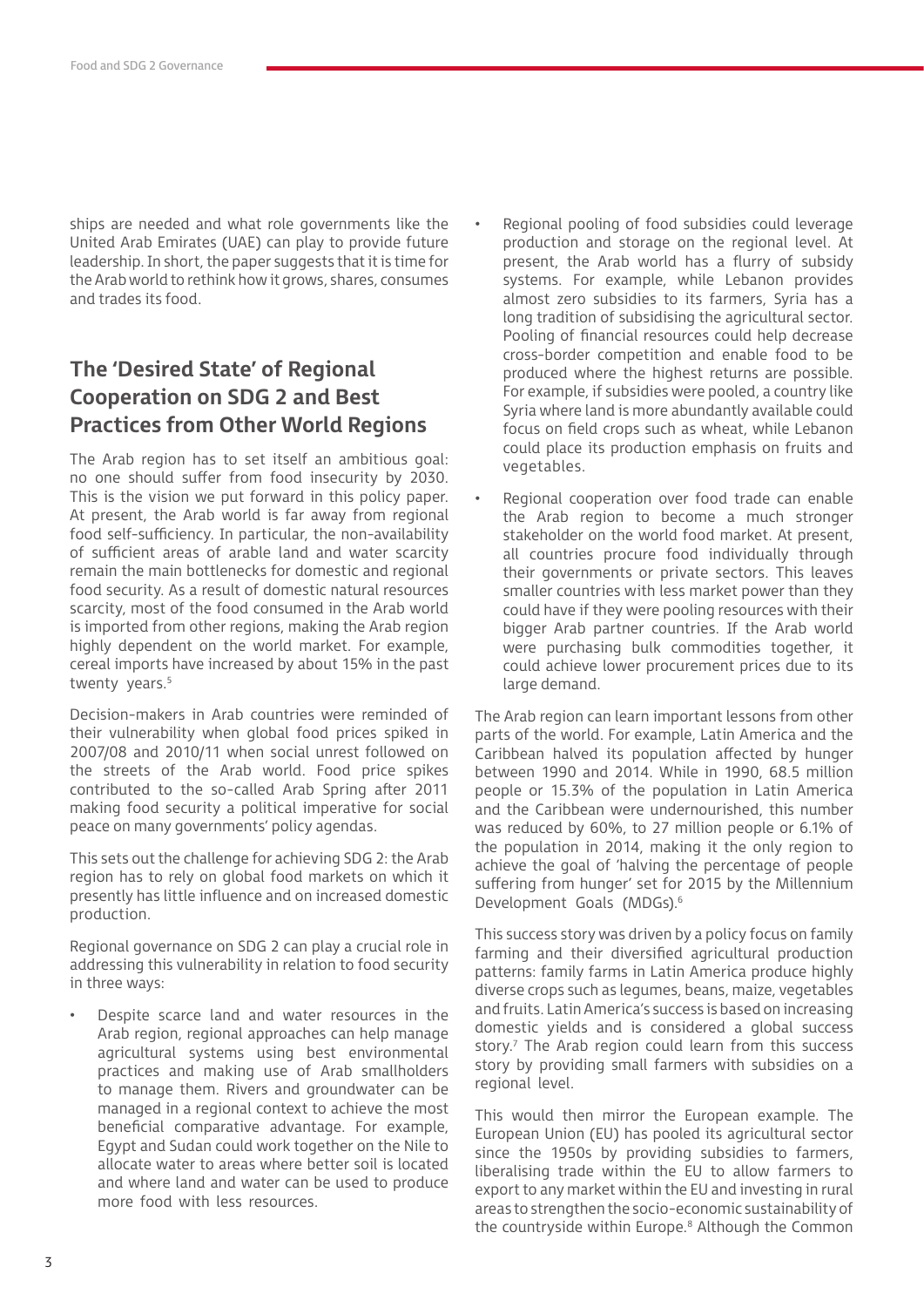ships are needed and what role governments like the United Arab Emirates (UAE) can play to provide future leadership. In short, the paper suggests that it is time for the Arab world to rethink how it grows, shares, consumes and trades its food.

## The 'Desired State' of Regional Cooperation on SDG 2 and Best Practices from Other World Regions

The Arab region has to set itself an ambitious goal: no one should suffer from food insecurity by 2030. This is the vision we put forward in this policy paper. At present, the Arab world is far away from regional food self-sufficiency. In particular, the non-availability of sufficient areas of arable land and water scarcity remain the main bottlenecks for domestic and regional food security. As a result of domestic natural resources scarcity, most of the food consumed in the Arab world is imported from other regions, making the Arab region highly dependent on the world market. For example, cereal imports have increased by about 15% in the past twenty years.[5]

Decision-makers in Arab countries were reminded of their vulnerability when global food prices spiked in 2007/08 and 2010/11 when social unrest followed on the streets of the Arab world. Food price spikes contributed to the so-called Arab Spring after 2011 making food security a political imperative for social peace on many governments' policy agendas.

This sets out the challenge for achieving SDG 2: the Arab region has to rely on global food markets on which it presently has little influence and on increased domestic production.

Regional governance on SDG 2 can play a crucial role in addressing this vulnerability in relation to food security in three ways:

- Despite scarce land and water resources in the Arab region, regional approaches can help manage agricultural systems using best environmental practices and making use of Arab smallholders to manage them. Rivers and groundwater can be managed in a regional context to achieve the most beneficial comparative advantage. For example, Egypt and Sudan could work together on the Nile to allocate water to areas where better soil is located and where land and water can be used to produce more food with less resources.
- Regional pooling of food subsidies could leverage production and storage on the regional level. At present, the Arab world has a flurry of subsidy systems. For example, while Lebanon provides almost zero subsidies to its farmers, Syria has a long tradition of subsidising the agricultural sector. Pooling of financial resources could help decrease cross-border competition and enable food to be produced where the highest returns are possible. For example, if subsidies were pooled, a country like Syria where land is more abundantly available could focus on field crops such as wheat, while Lebanon could place its production emphasis on fruits and vegetables.
- Regional cooperation over food trade can enable the Arab region to become a much stronger stakeholder on the world food market. At present, all countries procure food individually through their governments or private sectors. This leaves smaller countries with less market power than they could have if they were pooling resources with their bigger Arab partner countries. If the Arab world were purchasing bulk commodities together, it could achieve lower procurement prices due to its large demand.

The Arab region can learn important lessons from other parts of the world. For example, Latin America and the Caribbean halved its population affected by hunger between 1990 and 2014. While in 1990, 68.5 million people or 15.3% of the population in Latin America and the Caribbean were undernourished, this number was reduced by 60%, to 27 million people or 6.1% of the population in 2014, making it the only region to achieve the goal of 'halving the percentage of people suffering from hunger' set for 2015 by the Millennium Development Goals (MDGs).[6]

This success story was driven by a policy focus on family farming and their diversified agricultural production patterns: family farms in Latin America produce highly diverse crops such as legumes, beans, maize, vegetables and fruits. Latin America's success is based on increasing domestic yields and is considered a global success story.[7] The Arab region could learn from this success story by providing small farmers with subsidies on a regional level.

This would then mirror the European example. The European Union (EU) has pooled its agricultural sector since the 1950s by providing subsidies to farmers, liberalising trade within the EU to allow farmers to export to any market within the EU and investing in rural areas to strengthen the socio-economic sustainability of the countryside within Europe.[8] Although the Common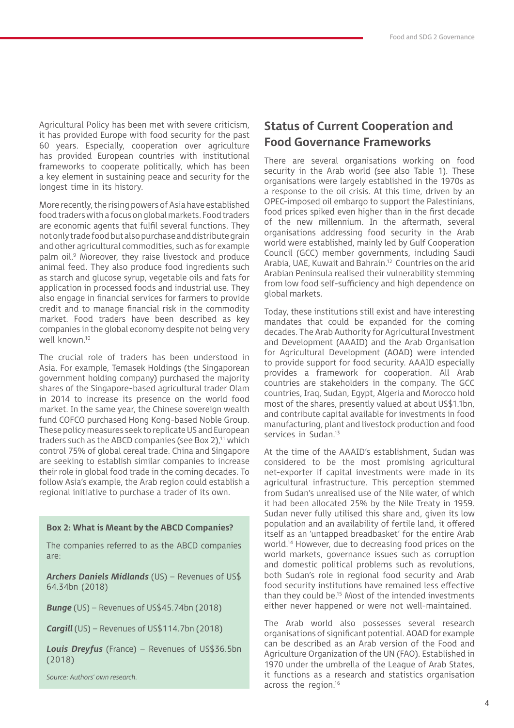Agricultural Policy has been met with severe criticism, it has provided Europe with food security for the past 60 years. Especially, cooperation over agriculture has provided European countries with institutional frameworks to cooperate politically, which has been a key element in sustaining peace and security for the longest time in its history.

More recently, the rising powers of Asia have established food traders with a focus on global markets. Food traders are economic agents that fulfil several functions. They not only trade food but also purchase and distribute grain and other agricultural commodities, such as for example palm oil.[9] Moreover, they raise livestock and produce animal feed. They also produce food ingredients such as starch and glucose syrup, vegetable oils and fats for application in processed foods and industrial use. They also engage in financial services for farmers to provide credit and to manage financial risk in the commodity market. Food traders have been described as key companies in the global economy despite not being very well known.[10]

The crucial role of traders has been understood in Asia. For example, Temasek Holdings (the Singaporean government holding company) purchased the majority shares of the Singapore-based agricultural trader Olam in 2014 to increase its presence on the world food market. In the same year, the Chinese sovereign wealth fund COFCO purchased Hong Kong-based Noble Group. These policy measures seek to replicate US and European traders such as the ABCD companies (see Box 2),[11] which control 75% of global cereal trade. China and Singapore are seeking to establish similar companies to increase their role in global food trade in the coming decades. To follow Asia's example, the Arab region could establish a regional initiative to purchase a trader of its own.

**Box 2: What is Meant by the ABCD Companies?**

The companies referred to as the ABCD companies are:

***Archers Daniels Midlands*** (US) – Revenues of US$ 64.34bn (2018)

***Bunge*** (US) – Revenues of US$45.74bn (2018)

***Cargill*** (US) – Revenues of US$114.7bn (2018)

***Louis Dreyfus*** (France) – Revenues of US$36.5bn (2018)

*Source: Authors' own research.*

## Status of Current Cooperation and Food Governance Frameworks

There are several organisations working on food security in the Arab world (see also Table 1). These organisations were largely established in the 1970s as a response to the oil crisis. At this time, driven by an OPEC-imposed oil embargo to support the Palestinians, food prices spiked even higher than in the first decade of the new millennium. In the aftermath, several organisations addressing food security in the Arab world were established, mainly led by Gulf Cooperation Council (GCC) member governments, including Saudi Arabia, UAE, Kuwait and Bahrain.[12] Countries on the arid Arabian Peninsula realised their vulnerability stemming from low food self-sufficiency and high dependence on global markets.

Today, these institutions still exist and have interesting mandates that could be expanded for the coming decades. The Arab Authority for Agricultural Investment and Development (AAAID) and the Arab Organisation for Agricultural Development (AOAD) were intended to provide support for food security. AAAID especially provides a framework for cooperation. All Arab countries are stakeholders in the company. The GCC countries, Iraq, Sudan, Egypt, Algeria and Morocco hold most of the shares, presently valued at about US$1.1bn, and contribute capital available for investments in food manufacturing, plant and livestock production and food services in Sudan.[13]

At the time of the AAAID's establishment, Sudan was considered to be the most promising agricultural net-exporter if capital investments were made in its agricultural infrastructure. This perception stemmed from Sudan's unrealised use of the Nile water, of which it had been allocated 25% by the Nile Treaty in 1959. Sudan never fully utilised this share and, given its low population and an availability of fertile land, it offered itself as an 'untapped breadbasket' for the entire Arab world.[14] However, due to decreasing food prices on the world markets, governance issues such as corruption and domestic political problems such as revolutions, both Sudan's role in regional food security and Arab food security institutions have remained less effective than they could be.[15] Most of the intended investments either never happened or were not well-maintained.

The Arab world also possesses several research organisations of significant potential. AOAD for example can be described as an Arab version of the Food and Agriculture Organization of the UN (FAO). Established in 1970 under the umbrella of the League of Arab States, it functions as a research and statistics organisation across the region.[16]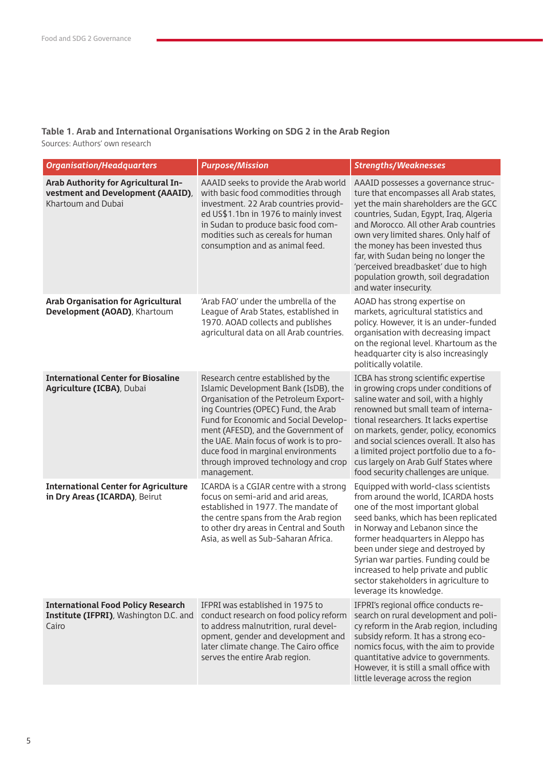**Table 1. Arab and International Organisations Working on SDG 2 in the Arab Region**
Sources: Authors' own research

| *Organisation/Headquarters* | *Purpose/Mission* | *Strengths/Weaknesses* |
|---|---|---|
| **Arab Authority for Agricultural Investment and Development (AAAID)**, Khartoum and Dubai | AAAID seeks to provide the Arab world with basic food commodities through investment. 22 Arab countries provided US$1.1bn in 1976 to mainly invest in Sudan to produce basic food commodities such as cereals for human consumption and as animal feed. | AAAID possesses a governance structure that encompasses all Arab states, yet the main shareholders are the GCC countries, Sudan, Egypt, Iraq, Algeria and Morocco. All other Arab countries own very limited shares. Only half of the money has been invested thus far, with Sudan being no longer the 'perceived breadbasket' due to high population growth, soil degradation and water insecurity. |
| **Arab Organisation for Agricultural Development (AOAD)**, Khartoum | 'Arab FAO' under the umbrella of the League of Arab States, established in 1970. AOAD collects and publishes agricultural data on all Arab countries. | AOAD has strong expertise on markets, agricultural statistics and policy. However, it is an under-funded organisation with decreasing impact on the regional level. Khartoum as the headquarter city is also increasingly politically volatile. |
| **International Center for Biosaline Agriculture (ICBA)**, Dubai | Research centre established by the Islamic Development Bank (IsDB), the Organisation of the Petroleum Exporting Countries (OPEC) Fund, the Arab Fund for Economic and Social Development (AFESD), and the Government of the UAE. Main focus of work is to produce food in marginal environments through improved technology and crop management. | ICBA has strong scientific expertise in growing crops under conditions of saline water and soil, with a highly renowned but small team of international researchers. It lacks expertise on markets, gender, policy, economics and social sciences overall. It also has a limited project portfolio due to a focus largely on Arab Gulf States where food security challenges are unique. |
| **International Center for Agriculture in Dry Areas (ICARDA)**, Beirut | ICARDA is a CGIAR centre with a strong focus on semi-arid and arid areas, established in 1977. The mandate of the centre spans from the Arab region to other dry areas in Central and South Asia, as well as Sub-Saharan Africa. | Equipped with world-class scientists from around the world, ICARDA hosts one of the most important global seed banks, which has been replicated in Norway and Lebanon since the former headquarters in Aleppo has been under siege and destroyed by Syrian war parties. Funding could be increased to help private and public sector stakeholders in agriculture to leverage its knowledge. |
| **International Food Policy Research Institute (IFPRI)**, Washington D.C. and Cairo | IFPRI was established in 1975 to conduct research on food policy reform to address malnutrition, rural development, gender and development and later climate change. The Cairo office serves the entire Arab region. | IFPRI's regional office conducts research on rural development and policy reform in the Arab region, including subsidy reform. It has a strong economics focus, with the aim to provide quantitative advice to governments. However, it is still a small office with little leverage across the region |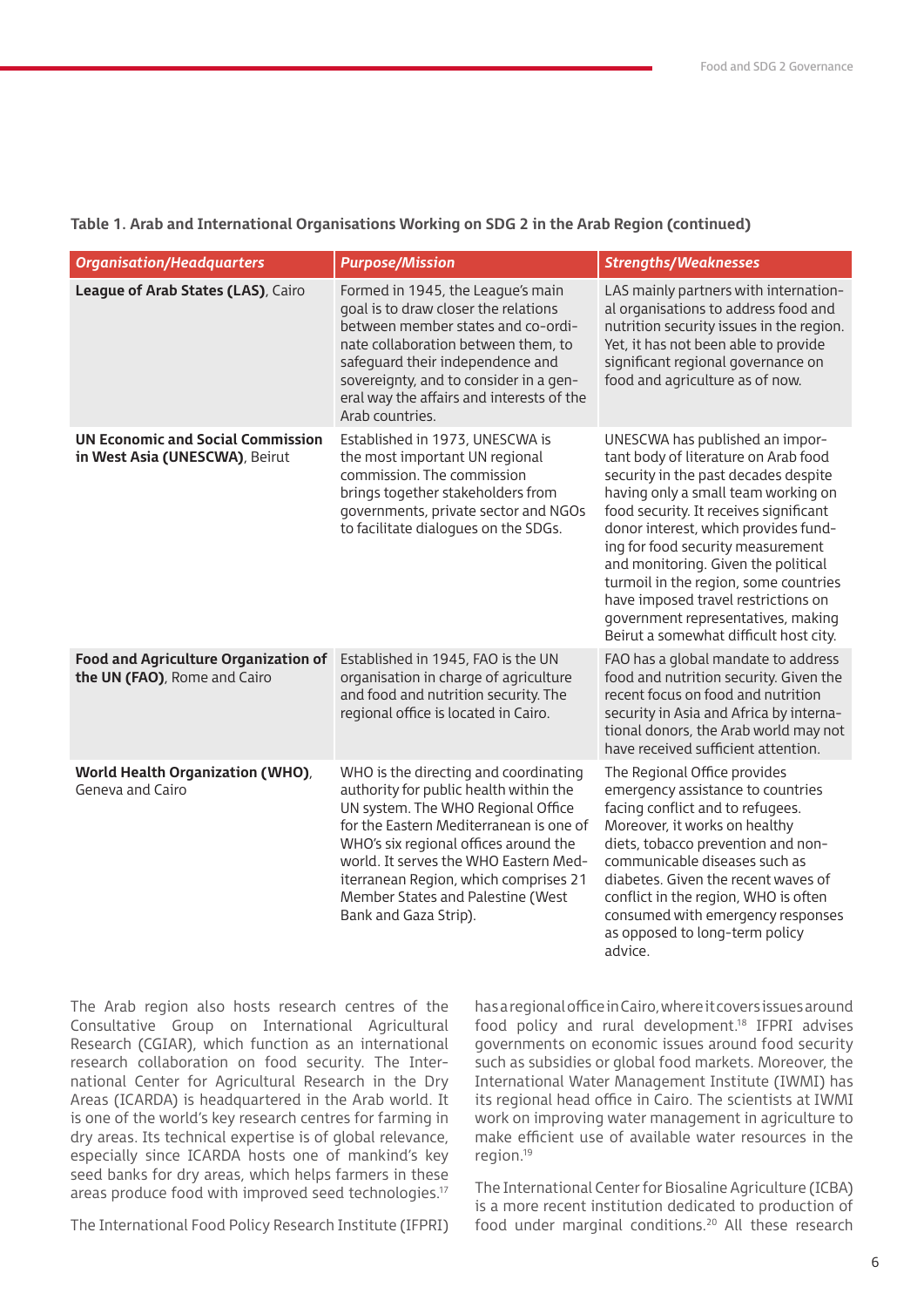**Table 1. Arab and International Organisations Working on SDG 2 in the Arab Region (continued)**

| *Organisation/Headquarters* | *Purpose/Mission* | *Strengths/Weaknesses* |
|---|---|---|
| **League of Arab States (LAS)**, Cairo | Formed in 1945, the League's main goal is to draw closer the relations between member states and co-ordinate collaboration between them, to safeguard their independence and sovereignty, and to consider in a general way the affairs and interests of the Arab countries. | LAS mainly partners with international organisations to address food and nutrition security issues in the region. Yet, it has not been able to provide significant regional governance on food and agriculture as of now. |
| **UN Economic and Social Commission in West Asia (UNESCWA)**, Beirut | Established in 1973, UNESCWA is the most important UN regional commission. The commission brings together stakeholders from governments, private sector and NGOs to facilitate dialogues on the SDGs. | UNESCWA has published an important body of literature on Arab food security in the past decades despite having only a small team working on food security. It receives significant donor interest, which provides funding for food security measurement and monitoring. Given the political turmoil in the region, some countries have imposed travel restrictions on government representatives, making Beirut a somewhat difficult host city. |
| **Food and Agriculture Organization of the UN (FAO)**, Rome and Cairo | Established in 1945, FAO is the UN organisation in charge of agriculture and food and nutrition security. The regional office is located in Cairo. | FAO has a global mandate to address food and nutrition security. Given the recent focus on food and nutrition security in Asia and Africa by international donors, the Arab world may not have received sufficient attention. |
| **World Health Organization (WHO)**, Geneva and Cairo | WHO is the directing and coordinating authority for public health within the UN system. The WHO Regional Office for the Eastern Mediterranean is one of WHO's six regional offices around the world. It serves the WHO Eastern Mediterranean Region, which comprises 21 Member States and Palestine (West Bank and Gaza Strip). | The Regional Office provides emergency assistance to countries facing conflict and to refugees. Moreover, it works on healthy diets, tobacco prevention and non-communicable diseases such as diabetes. Given the recent waves of conflict in the region, WHO is often consumed with emergency responses as opposed to long-term policy advice. |

The Arab region also hosts research centres of the Consultative Group on International Agricultural Research (CGIAR), which function as an international research collaboration on food security. The International Center for Agricultural Research in the Dry Areas (ICARDA) is headquartered in the Arab world. It is one of the world's key research centres for farming in dry areas. Its technical expertise is of global relevance, especially since ICARDA hosts one of mankind's key seed banks for dry areas, which helps farmers in these areas produce food with improved seed technologies.[17]

The International Food Policy Research Institute (IFPRI) has a regional office in Cairo, where it covers issues around food policy and rural development.[18] IFPRI advises governments on economic issues around food security such as subsidies or global food markets. Moreover, the International Water Management Institute (IWMI) has its regional head office in Cairo. The scientists at IWMI work on improving water management in agriculture to make efficient use of available water resources in the region.[19]

The International Center for Biosaline Agriculture (ICBA) is a more recent institution dedicated to production of food under marginal conditions.[20] All these research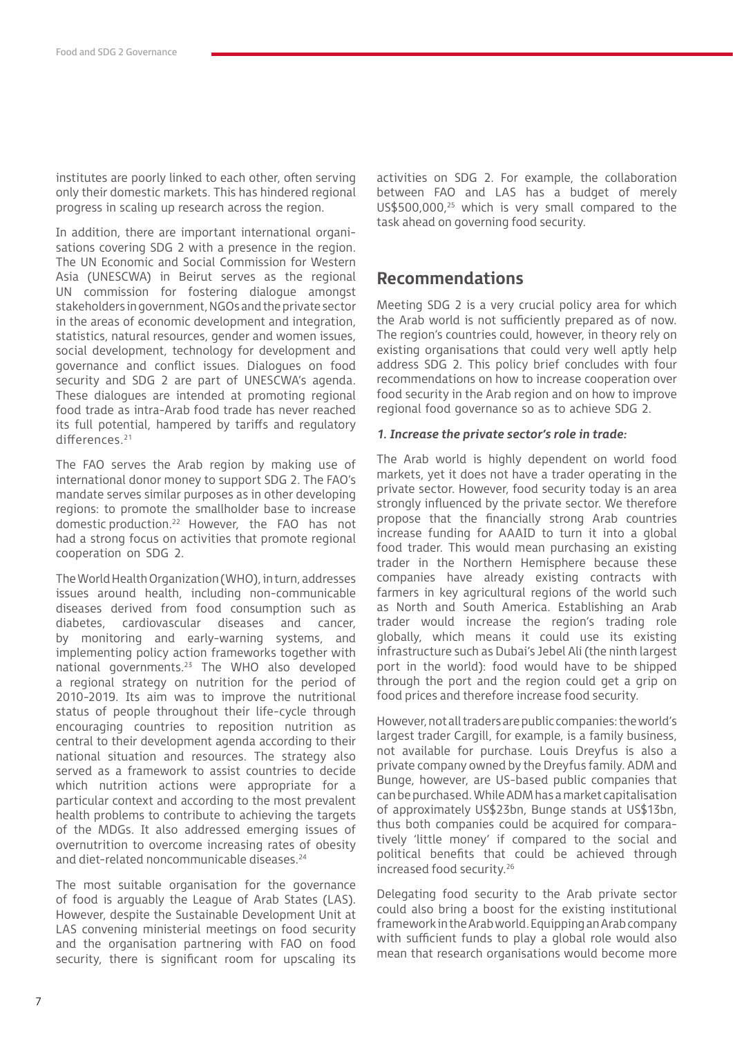institutes are poorly linked to each other, often serving only their domestic markets. This has hindered regional progress in scaling up research across the region.

In addition, there are important international organisations covering SDG 2 with a presence in the region. The UN Economic and Social Commission for Western Asia (UNESCWA) in Beirut serves as the regional UN commission for fostering dialogue amongst stakeholders in government, NGOs and the private sector in the areas of economic development and integration, statistics, natural resources, gender and women issues, social development, technology for development and governance and conflict issues. Dialogues on food security and SDG 2 are part of UNESCWA's agenda. These dialogues are intended at promoting regional food trade as intra-Arab food trade has never reached its full potential, hampered by tariffs and regulatory differences.[21]

The FAO serves the Arab region by making use of international donor money to support SDG 2. The FAO's mandate serves similar purposes as in other developing regions: to promote the smallholder base to increase domestic production.[22] However, the FAO has not had a strong focus on activities that promote regional cooperation on SDG 2.

The World Health Organization (WHO), in turn, addresses issues around health, including non-communicable diseases derived from food consumption such as diabetes, cardiovascular diseases and cancer, by monitoring and early-warning systems, and implementing policy action frameworks together with national governments.[23] The WHO also developed a regional strategy on nutrition for the period of 2010-2019. Its aim was to improve the nutritional status of people throughout their life-cycle through encouraging countries to reposition nutrition as central to their development agenda according to their national situation and resources. The strategy also served as a framework to assist countries to decide which nutrition actions were appropriate for a particular context and according to the most prevalent health problems to contribute to achieving the targets of the MDGs. It also addressed emerging issues of overnutrition to overcome increasing rates of obesity and diet-related noncommunicable diseases.[24]

The most suitable organisation for the governance of food is arguably the League of Arab States (LAS). However, despite the Sustainable Development Unit at LAS convening ministerial meetings on food security and the organisation partnering with FAO on food security, there is significant room for upscaling its activities on SDG 2. For example, the collaboration between FAO and LAS has a budget of merely US$500,000,[25] which is very small compared to the task ahead on governing food security.

## Recommendations

Meeting SDG 2 is a very crucial policy area for which the Arab world is not sufficiently prepared as of now. The region's countries could, however, in theory rely on existing organisations that could very well aptly help address SDG 2. This policy brief concludes with four recommendations on how to increase cooperation over food security in the Arab region and on how to improve regional food governance so as to achieve SDG 2.

***1. Increase the private sector's role in trade:***

The Arab world is highly dependent on world food markets, yet it does not have a trader operating in the private sector. However, food security today is an area strongly influenced by the private sector. We therefore propose that the financially strong Arab countries increase funding for AAAID to turn it into a global food trader. This would mean purchasing an existing trader in the Northern Hemisphere because these companies have already existing contracts with farmers in key agricultural regions of the world such as North and South America. Establishing an Arab trader would increase the region's trading role globally, which means it could use its existing infrastructure such as Dubai's Jebel Ali (the ninth largest port in the world): food would have to be shipped through the port and the region could get a grip on food prices and therefore increase food security.

However, not all traders are public companies: the world's largest trader Cargill, for example, is a family business, not available for purchase. Louis Dreyfus is also a private company owned by the Dreyfus family. ADM and Bunge, however, are US-based public companies that can be purchased. While ADM has a market capitalisation of approximately US$23bn, Bunge stands at US$13bn, thus both companies could be acquired for comparatively 'little money' if compared to the social and political benefits that could be achieved through increased food security.[26]

Delegating food security to the Arab private sector could also bring a boost for the existing institutional framework in the Arab world. Equipping an Arab company with sufficient funds to play a global role would also mean that research organisations would become more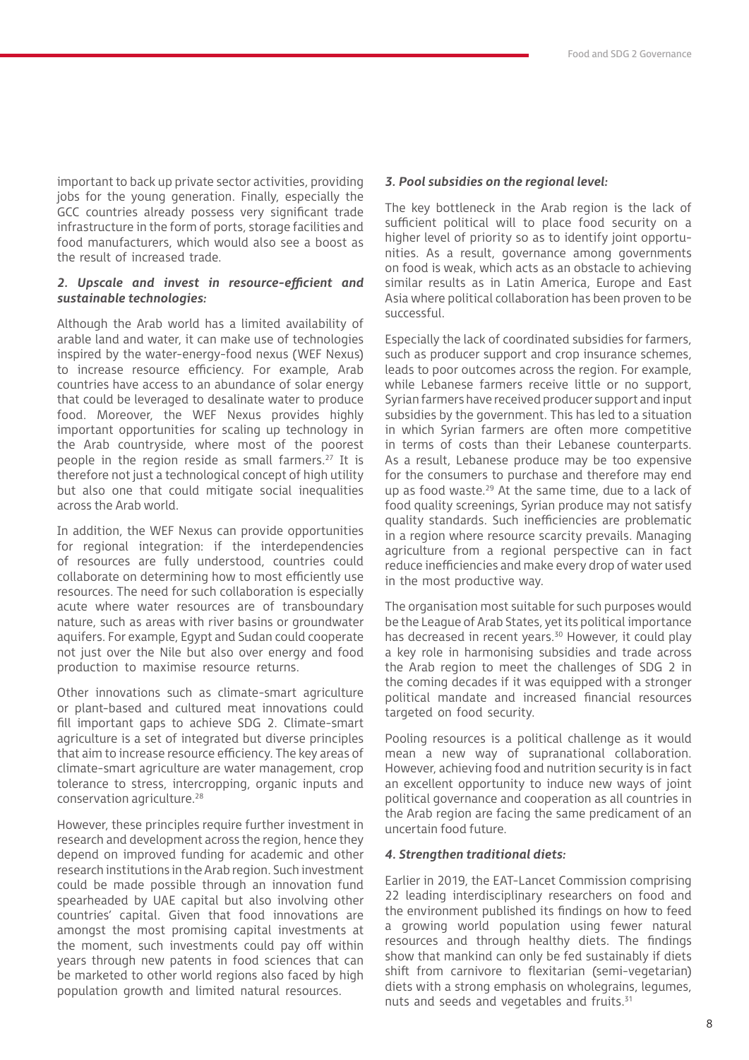important to back up private sector activities, providing jobs for the young generation. Finally, especially the GCC countries already possess very significant trade infrastructure in the form of ports, storage facilities and food manufacturers, which would also see a boost as the result of increased trade.

***2. Upscale and invest in resource-efficient and sustainable technologies:***

Although the Arab world has a limited availability of arable land and water, it can make use of technologies inspired by the water-energy-food nexus (WEF Nexus) to increase resource efficiency. For example, Arab countries have access to an abundance of solar energy that could be leveraged to desalinate water to produce food. Moreover, the WEF Nexus provides highly important opportunities for scaling up technology in the Arab countryside, where most of the poorest people in the region reside as small farmers.[27] It is therefore not just a technological concept of high utility but also one that could mitigate social inequalities across the Arab world.

In addition, the WEF Nexus can provide opportunities for regional integration: if the interdependencies of resources are fully understood, countries could collaborate on determining how to most efficiently use resources. The need for such collaboration is especially acute where water resources are of transboundary nature, such as areas with river basins or groundwater aquifers. For example, Egypt and Sudan could cooperate not just over the Nile but also over energy and food production to maximise resource returns.

Other innovations such as climate-smart agriculture or plant-based and cultured meat innovations could fill important gaps to achieve SDG 2. Climate-smart agriculture is a set of integrated but diverse principles that aim to increase resource efficiency. The key areas of climate-smart agriculture are water management, crop tolerance to stress, intercropping, organic inputs and conservation agriculture.[28]

However, these principles require further investment in research and development across the region, hence they depend on improved funding for academic and other research institutions in the Arab region. Such investment could be made possible through an innovation fund spearheaded by UAE capital but also involving other countries' capital. Given that food innovations are amongst the most promising capital investments at the moment, such investments could pay off within years through new patents in food sciences that can be marketed to other world regions also faced by high population growth and limited natural resources.

***3. Pool subsidies on the regional level:***

The key bottleneck in the Arab region is the lack of sufficient political will to place food security on a higher level of priority so as to identify joint opportunities. As a result, governance among governments on food is weak, which acts as an obstacle to achieving similar results as in Latin America, Europe and East Asia where political collaboration has been proven to be successful.

Especially the lack of coordinated subsidies for farmers, such as producer support and crop insurance schemes, leads to poor outcomes across the region. For example, while Lebanese farmers receive little or no support, Syrian farmers have received producer support and input subsidies by the government. This has led to a situation in which Syrian farmers are often more competitive in terms of costs than their Lebanese counterparts. As a result, Lebanese produce may be too expensive for the consumers to purchase and therefore may end up as food waste.[29] At the same time, due to a lack of food quality screenings, Syrian produce may not satisfy quality standards. Such inefficiencies are problematic in a region where resource scarcity prevails. Managing agriculture from a regional perspective can in fact reduce inefficiencies and make every drop of water used in the most productive way.

The organisation most suitable for such purposes would be the League of Arab States, yet its political importance has decreased in recent years.[30] However, it could play a key role in harmonising subsidies and trade across the Arab region to meet the challenges of SDG 2 in the coming decades if it was equipped with a stronger political mandate and increased financial resources targeted on food security.

Pooling resources is a political challenge as it would mean a new way of supranational collaboration. However, achieving food and nutrition security is in fact an excellent opportunity to induce new ways of joint political governance and cooperation as all countries in the Arab region are facing the same predicament of an uncertain food future.

***4. Strengthen traditional diets:***

Earlier in 2019, the EAT-Lancet Commission comprising 22 leading interdisciplinary researchers on food and the environment published its findings on how to feed a growing world population using fewer natural resources and through healthy diets. The findings show that mankind can only be fed sustainably if diets shift from carnivore to flexitarian (semi-vegetarian) diets with a strong emphasis on wholegrains, legumes, nuts and seeds and vegetables and fruits.[31]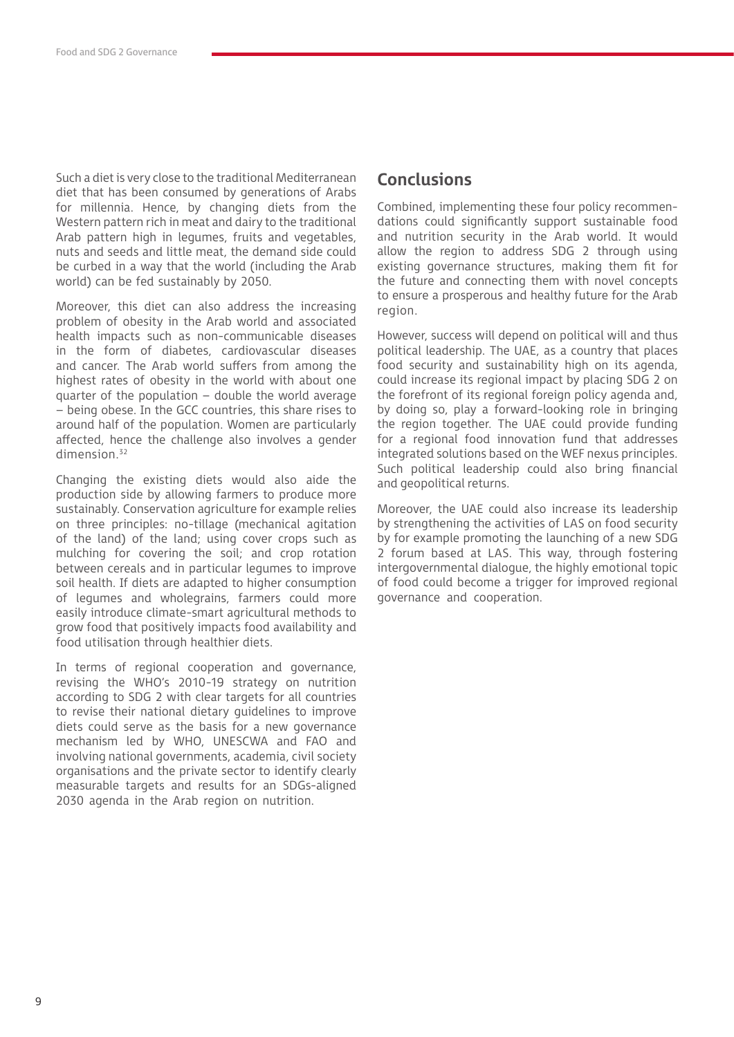Such a diet is very close to the traditional Mediterranean diet that has been consumed by generations of Arabs for millennia. Hence, by changing diets from the Western pattern rich in meat and dairy to the traditional Arab pattern high in legumes, fruits and vegetables, nuts and seeds and little meat, the demand side could be curbed in a way that the world (including the Arab world) can be fed sustainably by 2050.

Moreover, this diet can also address the increasing problem of obesity in the Arab world and associated health impacts such as non-communicable diseases in the form of diabetes, cardiovascular diseases and cancer. The Arab world suffers from among the highest rates of obesity in the world with about one quarter of the population – double the world average – being obese. In the GCC countries, this share rises to around half of the population. Women are particularly affected, hence the challenge also involves a gender dimension.[32]

Changing the existing diets would also aide the production side by allowing farmers to produce more sustainably. Conservation agriculture for example relies on three principles: no-tillage (mechanical agitation of the land) of the land; using cover crops such as mulching for covering the soil; and crop rotation between cereals and in particular legumes to improve soil health. If diets are adapted to higher consumption of legumes and wholegrains, farmers could more easily introduce climate-smart agricultural methods to grow food that positively impacts food availability and food utilisation through healthier diets.

In terms of regional cooperation and governance, revising the WHO's 2010-19 strategy on nutrition according to SDG 2 with clear targets for all countries to revise their national dietary guidelines to improve diets could serve as the basis for a new governance mechanism led by WHO, UNESCWA and FAO and involving national governments, academia, civil society organisations and the private sector to identify clearly measurable targets and results for an SDGs-aligned 2030 agenda in the Arab region on nutrition.

## Conclusions

Combined, implementing these four policy recommendations could significantly support sustainable food and nutrition security in the Arab world. It would allow the region to address SDG 2 through using existing governance structures, making them fit for the future and connecting them with novel concepts to ensure a prosperous and healthy future for the Arab region.

However, success will depend on political will and thus political leadership. The UAE, as a country that places food security and sustainability high on its agenda, could increase its regional impact by placing SDG 2 on the forefront of its regional foreign policy agenda and, by doing so, play a forward-looking role in bringing the region together. The UAE could provide funding for a regional food innovation fund that addresses integrated solutions based on the WEF nexus principles. Such political leadership could also bring financial and geopolitical returns.

Moreover, the UAE could also increase its leadership by strengthening the activities of LAS on food security by for example promoting the launching of a new SDG 2 forum based at LAS. This way, through fostering intergovernmental dialogue, the highly emotional topic of food could become a trigger for improved regional governance and cooperation.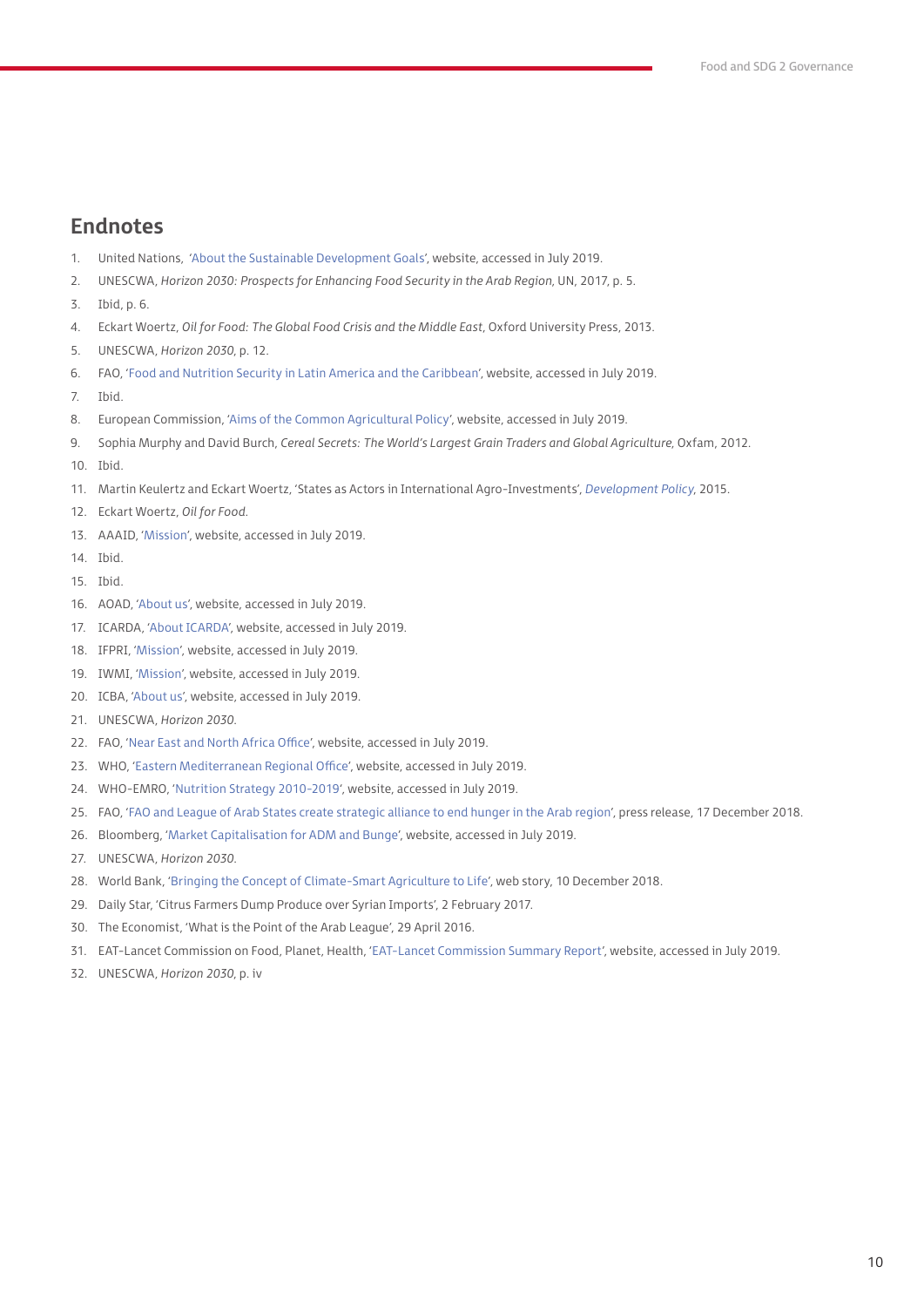## Endnotes

1. United Nations, 'About the Sustainable Development Goals', website, accessed in July 2019.
2. UNESCWA, *Horizon 2030: Prospects for Enhancing Food Security in the Arab Region*, UN, 2017, p. 5.
3. Ibid, p. 6.
4. Eckart Woertz, *Oil for Food: The Global Food Crisis and the Middle East*, Oxford University Press, 2013.
5. UNESCWA, *Horizon 2030*, p. 12.
6. FAO, 'Food and Nutrition Security in Latin America and the Caribbean', website, accessed in July 2019.
7. Ibid.
8. European Commission, 'Aims of the Common Agricultural Policy', website, accessed in July 2019.
9. Sophia Murphy and David Burch, *Cereal Secrets: The World's Largest Grain Traders and Global Agriculture*, Oxfam, 2012.
10. Ibid.
11. Martin Keulertz and Eckart Woertz, 'States as Actors in International Agro-Investments', *Development Policy*, 2015.
12. Eckart Woertz, *Oil for Food*.
13. AAAID, 'Mission', website, accessed in July 2019.
14. Ibid.
15. Ibid.
16. AOAD, 'About us', website, accessed in July 2019.
17. ICARDA, 'About ICARDA', website, accessed in July 2019.
18. IFPRI, 'Mission', website, accessed in July 2019.
19. IWMI, 'Mission', website, accessed in July 2019.
20. ICBA, 'About us', website, accessed in July 2019.
21. UNESCWA, *Horizon 2030*.
22. FAO, 'Near East and North Africa Office', website, accessed in July 2019.
23. WHO, 'Eastern Mediterranean Regional Office', website, accessed in July 2019.
24. WHO-EMRO, 'Nutrition Strategy 2010-2019', website, accessed in July 2019.
25. FAO, 'FAO and League of Arab States create strategic alliance to end hunger in the Arab region', press release, 17 December 2018.
26. Bloomberg, 'Market Capitalisation for ADM and Bunge', website, accessed in July 2019.
27. UNESCWA, *Horizon 2030*.
28. World Bank, 'Bringing the Concept of Climate-Smart Agriculture to Life', web story, 10 December 2018.
29. Daily Star, 'Citrus Farmers Dump Produce over Syrian Imports', 2 February 2017.
30. The Economist, 'What is the Point of the Arab League', 29 April 2016.
31. EAT-Lancet Commission on Food, Planet, Health, 'EAT-Lancet Commission Summary Report', website, accessed in July 2019.
32. UNESCWA, *Horizon 2030*, p. iv